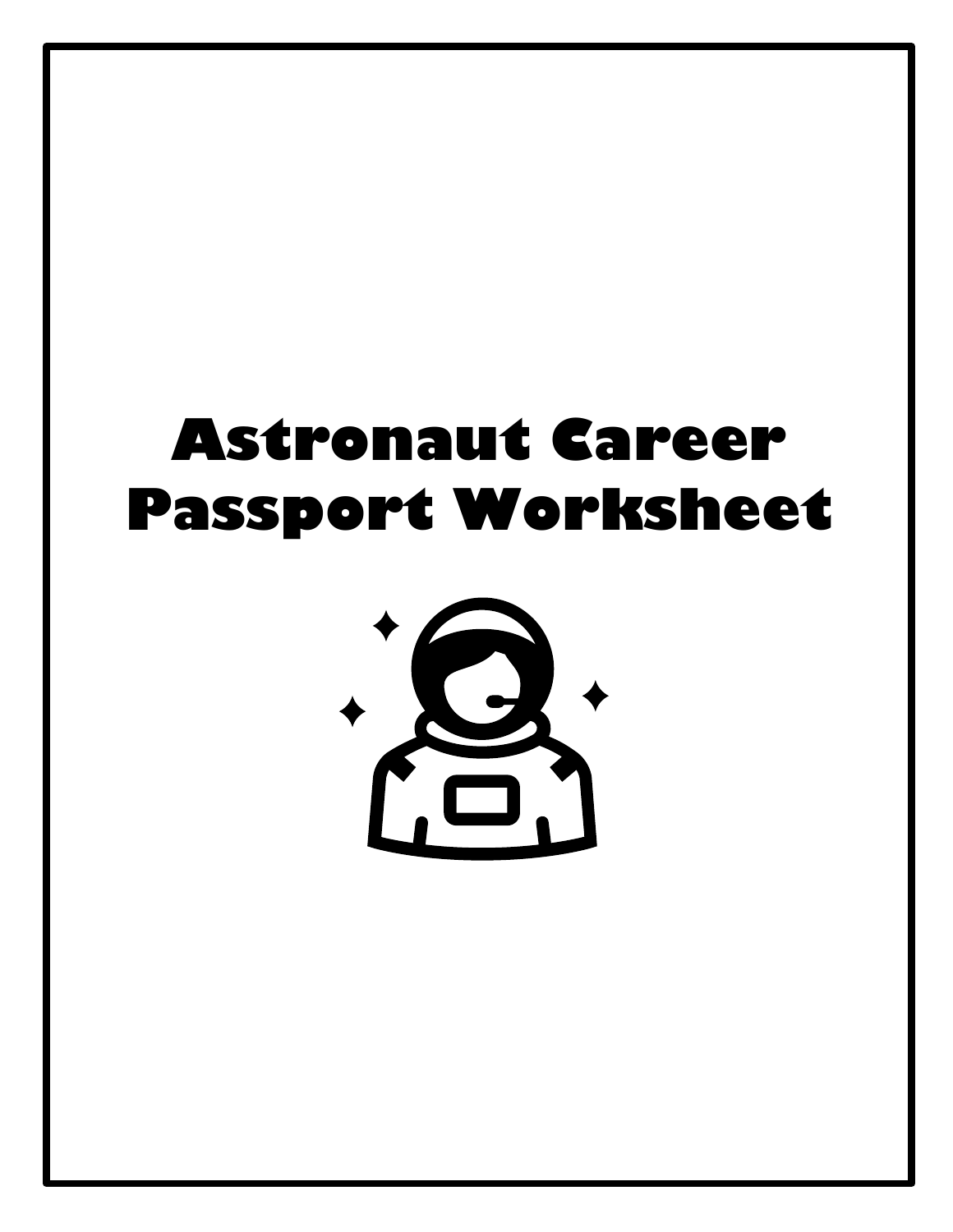# Astronaut Career Passport Worksheet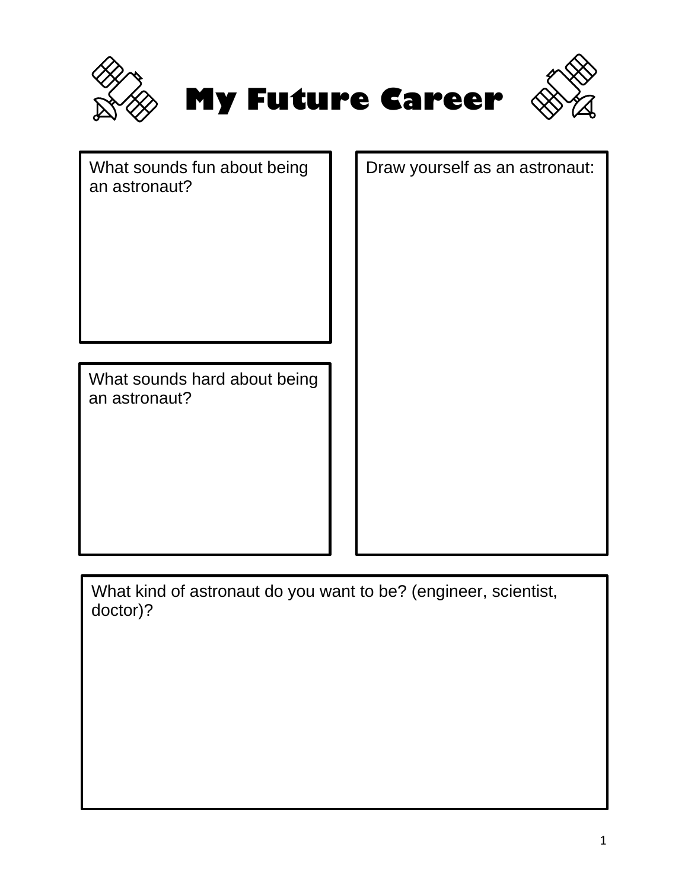# My Future Career

What sounds fun about being an astronaut?

Draw yourself as an astronaut:

What sounds hard about being an astronaut?

What kind of astronaut do you want to be? (engineer, scientist, doctor)?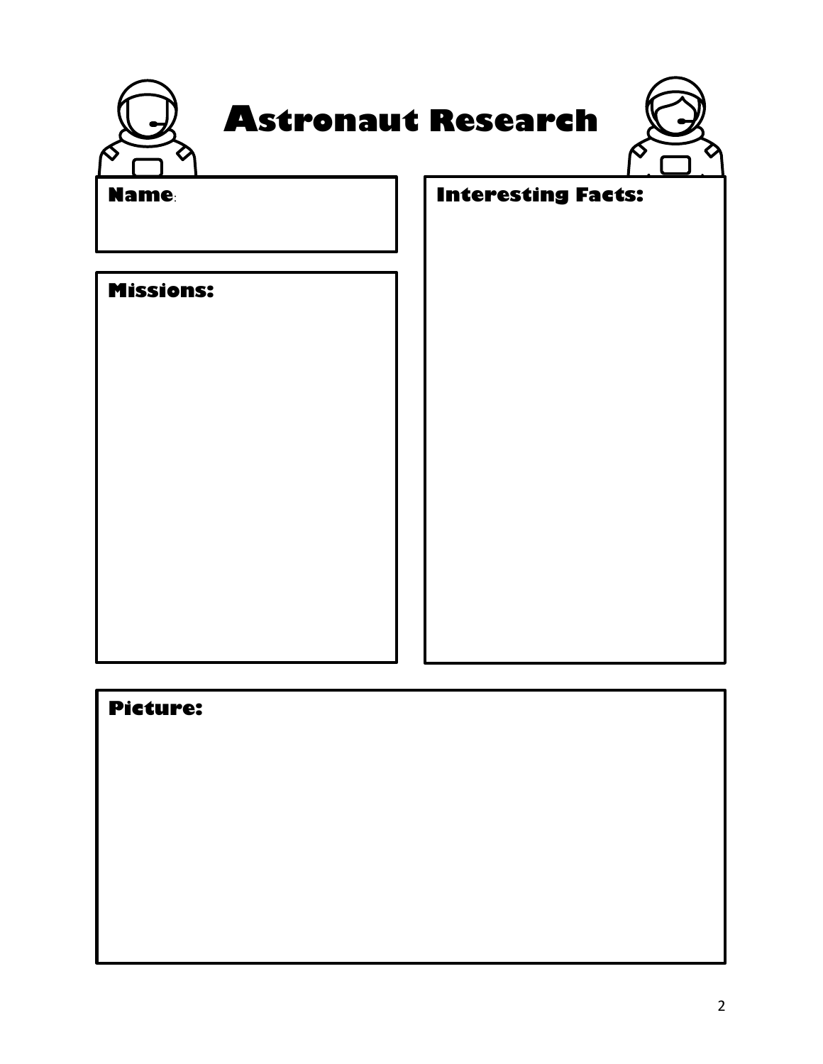# Astronaut Research

**Name**:

**Missions:**

**Interesting Facts:**

**Picture:**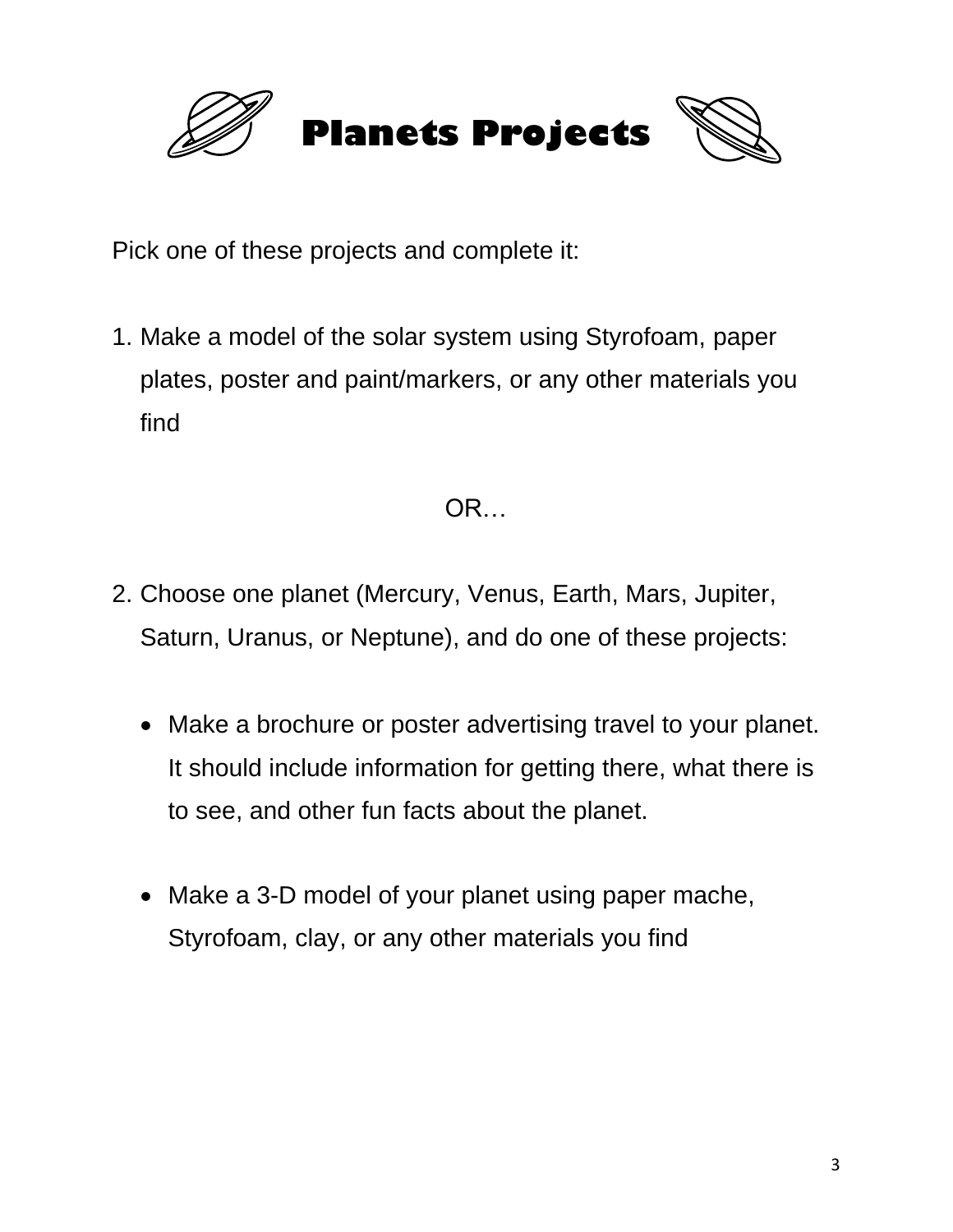# Planets Projects

Pick one of these projects and complete it:

1. Make a model of the solar system using Styrofoam, paper plates, poster and paint/markers, or any other materials you find

OR…

2. Choose one planet (Mercury, Venus, Earth, Mars, Jupiter, Saturn, Uranus, or Neptune), and do one of these projects:

   - Make a brochure or poster advertising travel to your planet. It should include information for getting there, what there is to see, and other fun facts about the planet.

   - Make a 3-D model of your planet using paper mache, Styrofoam, clay, or any other materials you find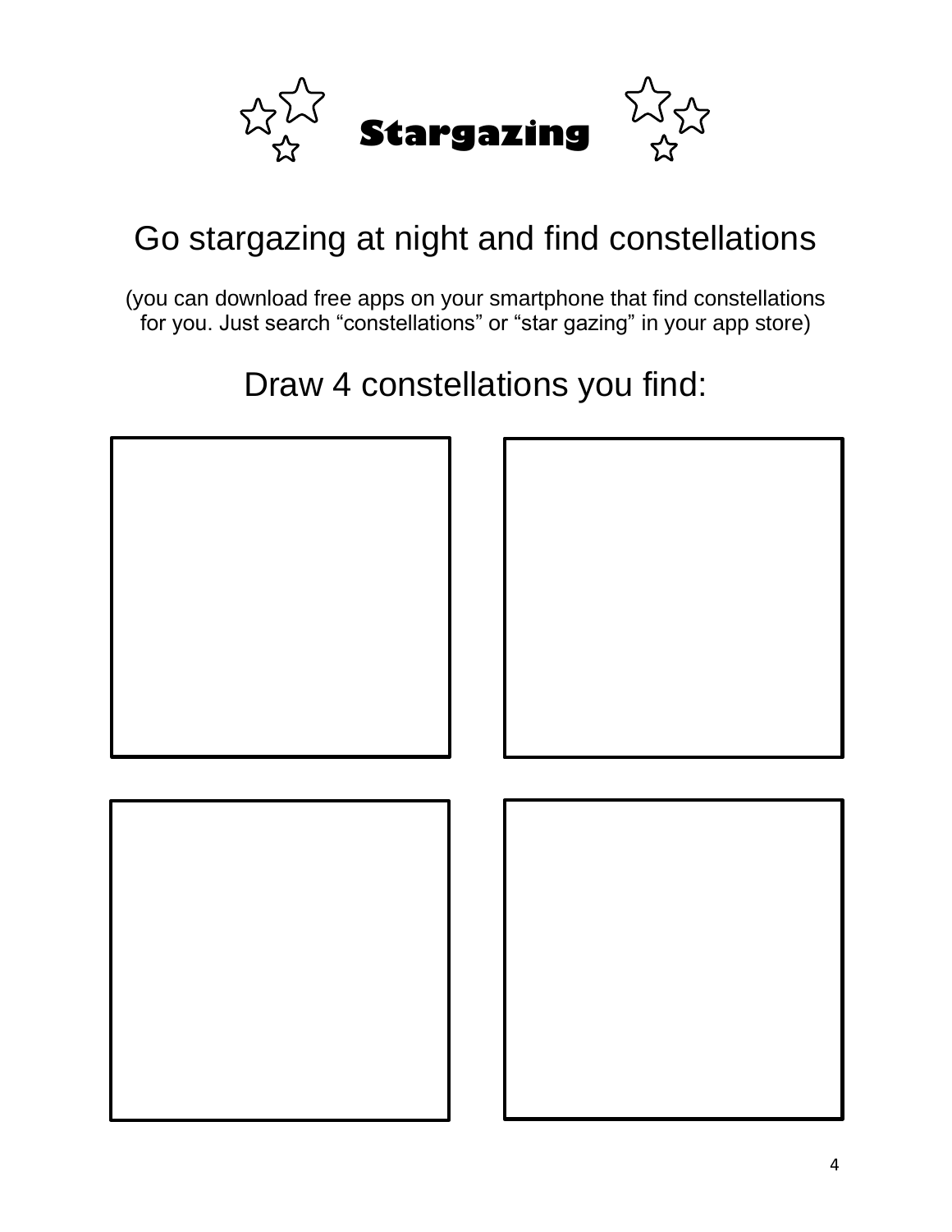# Stargazing

## Go stargazing at night and find constellations

(you can download free apps on your smartphone that find constellations for you. Just search “constellations” or “star gazing” in your app store)

## Draw 4 constellations you find: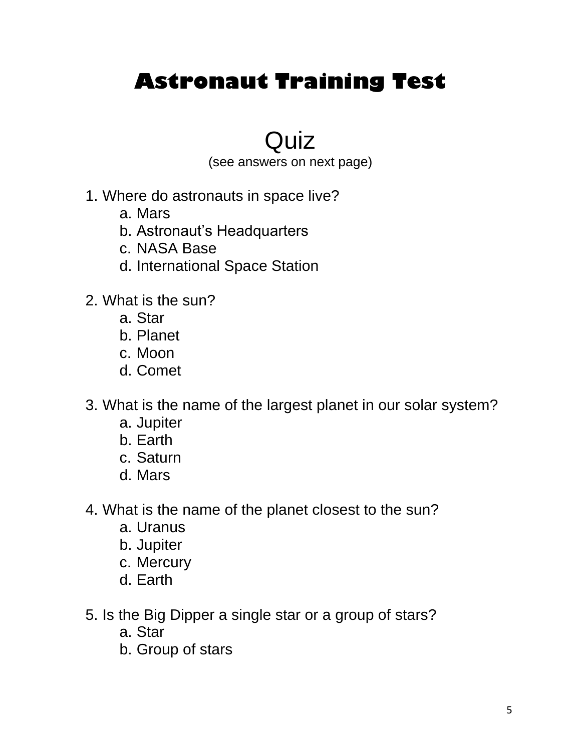# Astronaut Training Test

## Quiz

(see answers on next page)

1. Where do astronauts in space live?
   a. Mars
   b. Astronaut's Headquarters
   c. NASA Base
   d. International Space Station

2. What is the sun?
   a. Star
   b. Planet
   c. Moon
   d. Comet

3. What is the name of the largest planet in our solar system?
   a. Jupiter
   b. Earth
   c. Saturn
   d. Mars

4. What is the name of the planet closest to the sun?
   a. Uranus
   b. Jupiter
   c. Mercury
   d. Earth

5. Is the Big Dipper a single star or a group of stars?
   a. Star
   b. Group of stars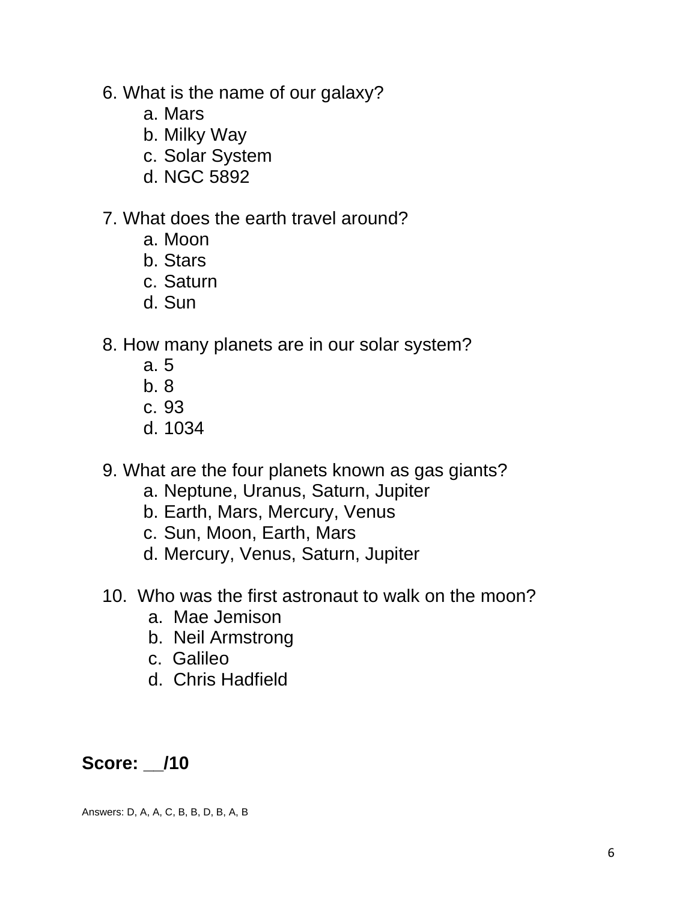6. What is the name of our galaxy?
    a. Mars
    b. Milky Way
    c. Solar System
    d. NGC 5892

7. What does the earth travel around?
    a. Moon
    b. Stars
    c. Saturn
    d. Sun

8. How many planets are in our solar system?
    a. 5
    b. 8
    c. 93
    d. 1034

9. What are the four planets known as gas giants?
    a. Neptune, Uranus, Saturn, Jupiter
    b. Earth, Mars, Mercury, Venus
    c. Sun, Moon, Earth, Mars
    d. Mercury, Venus, Saturn, Jupiter

10. Who was the first astronaut to walk on the moon?
    a. Mae Jemison
    b. Neil Armstrong
    c. Galileo
    d. Chris Hadfield

**Score: __/10**

Answers: D, A, A, C, B, B, D, B, A, B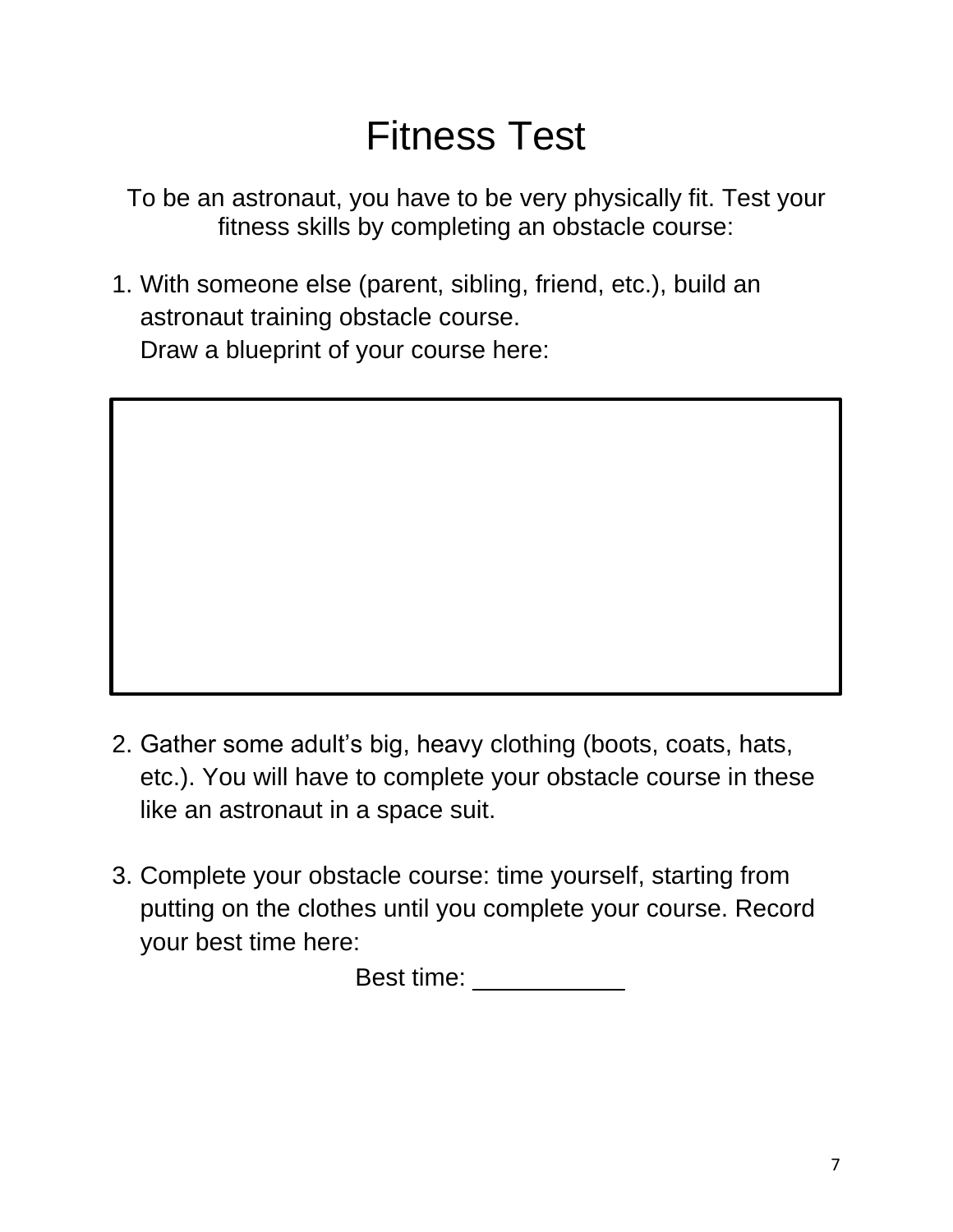# Fitness Test

To be an astronaut, you have to be very physically fit. Test your fitness skills by completing an obstacle course:

1. With someone else (parent, sibling, friend, etc.), build an astronaut training obstacle course.
   Draw a blueprint of your course here:

2. Gather some adult's big, heavy clothing (boots, coats, hats, etc.). You will have to complete your obstacle course in these like an astronaut in a space suit.

3. Complete your obstacle course: time yourself, starting from putting on the clothes until you complete your course. Record your best time here:

   Best time: ___________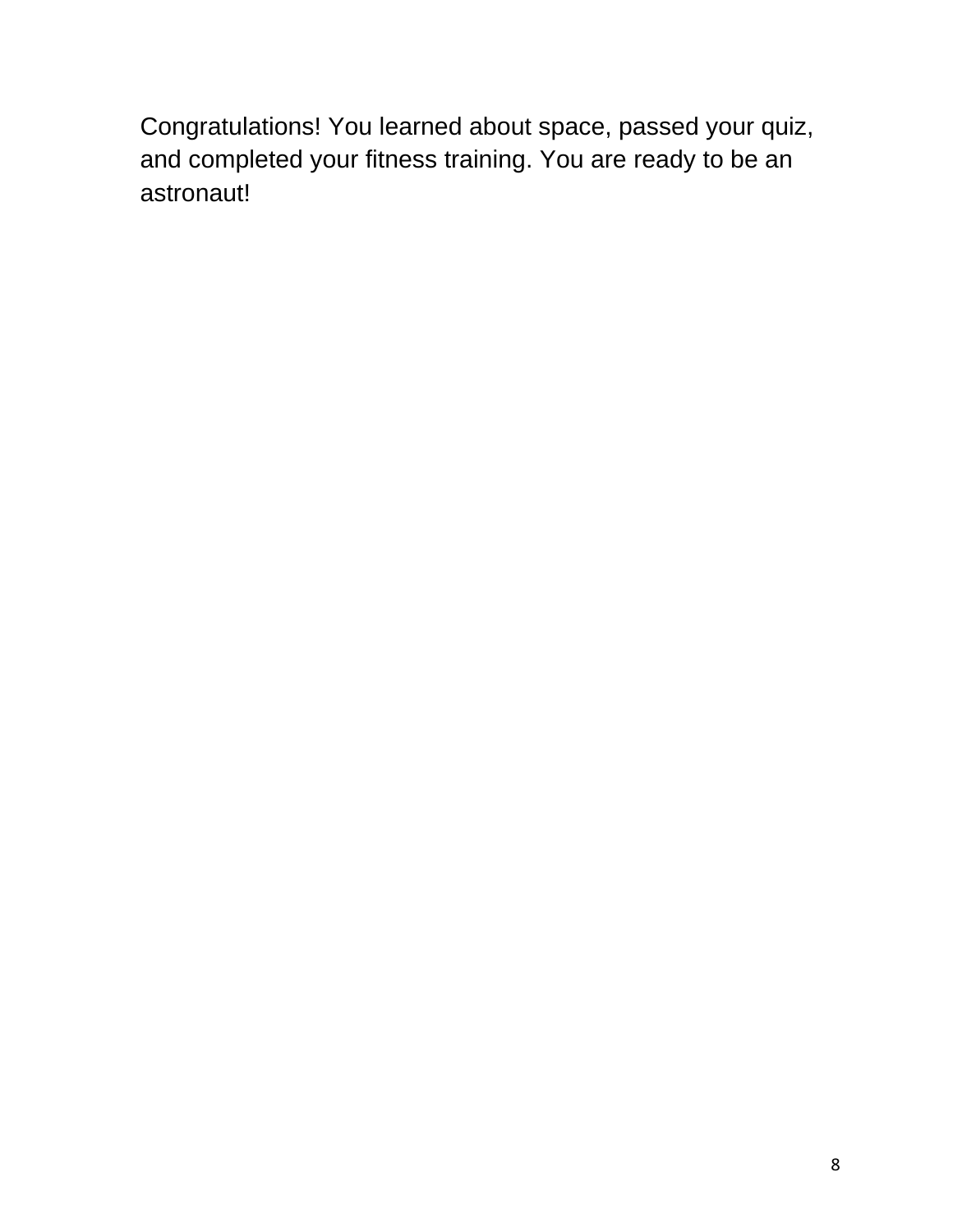Congratulations! You learned about space, passed your quiz, and completed your fitness training. You are ready to be an astronaut!